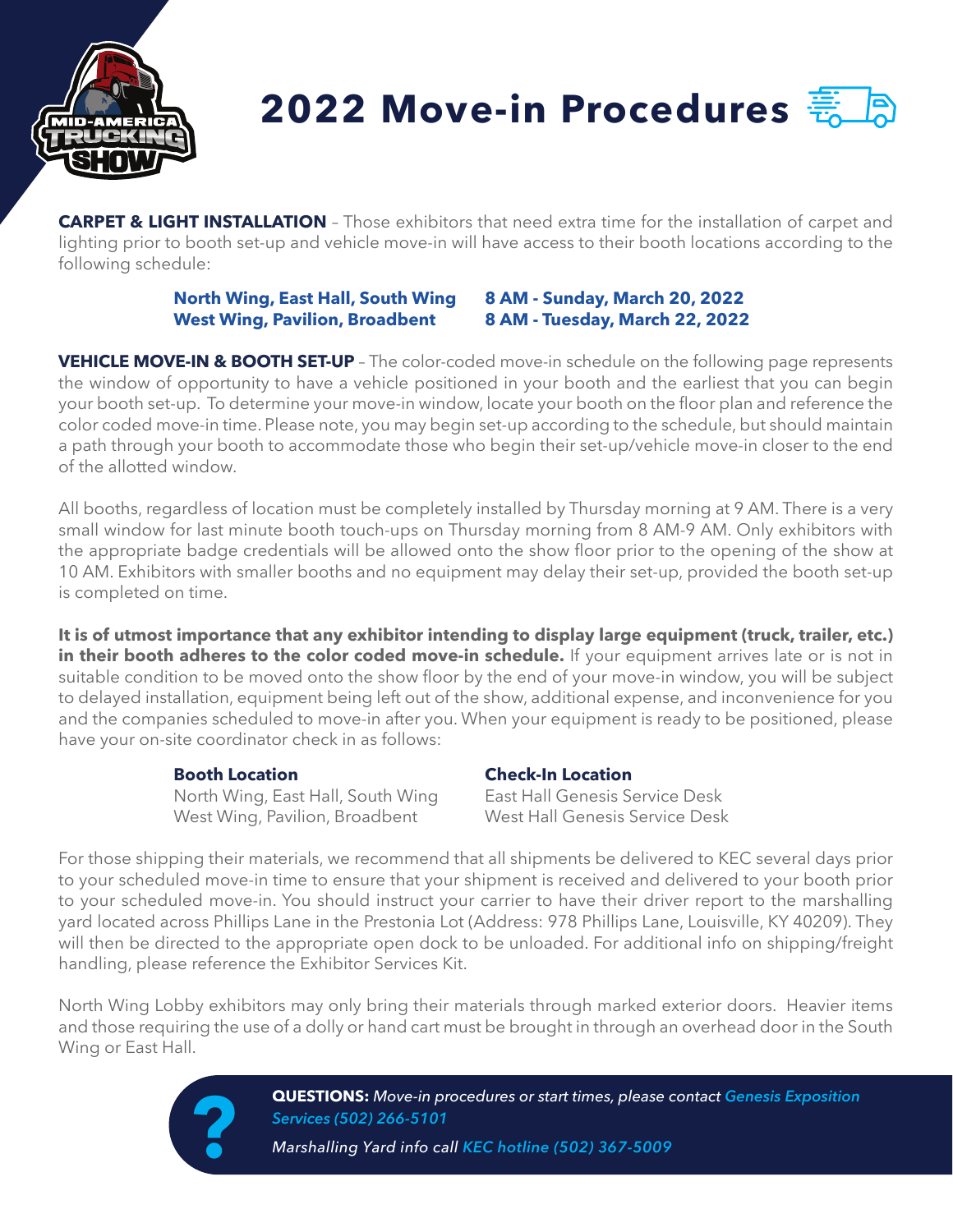# 2022 Move-in Procedures

**CARPET & LIGHT INSTALLATION** – Those exhibitors that need extra time for the installation of carpet and lighting prior to booth set-up and vehicle move-in will have access to their booth locations according to the following schedule:

| | |
|---|---|
| **North Wing, East Hall, South Wing** | **8 AM - Sunday, March 20, 2022** |
| **West Wing, Pavilion, Broadbent** | **8 AM - Tuesday, March 22, 2022** |

**VEHICLE MOVE-IN & BOOTH SET-UP** – The color-coded move-in schedule on the following page represents the window of opportunity to have a vehicle positioned in your booth and the earliest that you can begin your booth set-up. To determine your move-in window, locate your booth on the floor plan and reference the color coded move-in time. Please note, you may begin set-up according to the schedule, but should maintain a path through your booth to accommodate those who begin their set-up/vehicle move-in closer to the end of the allotted window.

All booths, regardless of location must be completely installed by Thursday morning at 9 AM. There is a very small window for last minute booth touch-ups on Thursday morning from 8 AM-9 AM. Only exhibitors with the appropriate badge credentials will be allowed onto the show floor prior to the opening of the show at 10 AM. Exhibitors with smaller booths and no equipment may delay their set-up, provided the booth set-up is completed on time.

**It is of utmost importance that any exhibitor intending to display large equipment (truck, trailer, etc.) in their booth adheres to the color coded move-in schedule.** If your equipment arrives late or is not in suitable condition to be moved onto the show floor by the end of your move-in window, you will be subject to delayed installation, equipment being left out of the show, additional expense, and inconvenience for you and the companies scheduled to move-in after you. When your equipment is ready to be positioned, please have your on-site coordinator check in as follows:

| Booth Location | Check-In Location |
|---|---|
| North Wing, East Hall, South Wing | East Hall Genesis Service Desk |
| West Wing, Pavilion, Broadbent | West Hall Genesis Service Desk |

For those shipping their materials, we recommend that all shipments be delivered to KEC several days prior to your scheduled move-in time to ensure that your shipment is received and delivered to your booth prior to your scheduled move-in. You should instruct your carrier to have their driver report to the marshalling yard located across Phillips Lane in the Prestonia Lot (Address: 978 Phillips Lane, Louisville, KY 40209). They will then be directed to the appropriate open dock to be unloaded. For additional info on shipping/freight handling, please reference the Exhibitor Services Kit.

North Wing Lobby exhibitors may only bring their materials through marked exterior doors. Heavier items and those requiring the use of a dolly or hand cart must be brought in through an overhead door in the South Wing or East Hall.

**QUESTIONS:** *Move-in procedures or start times, please contact* ***Genesis Exposition Services (502) 266-5101***

*Marshalling Yard info call* ***KEC hotline (502) 367-5009***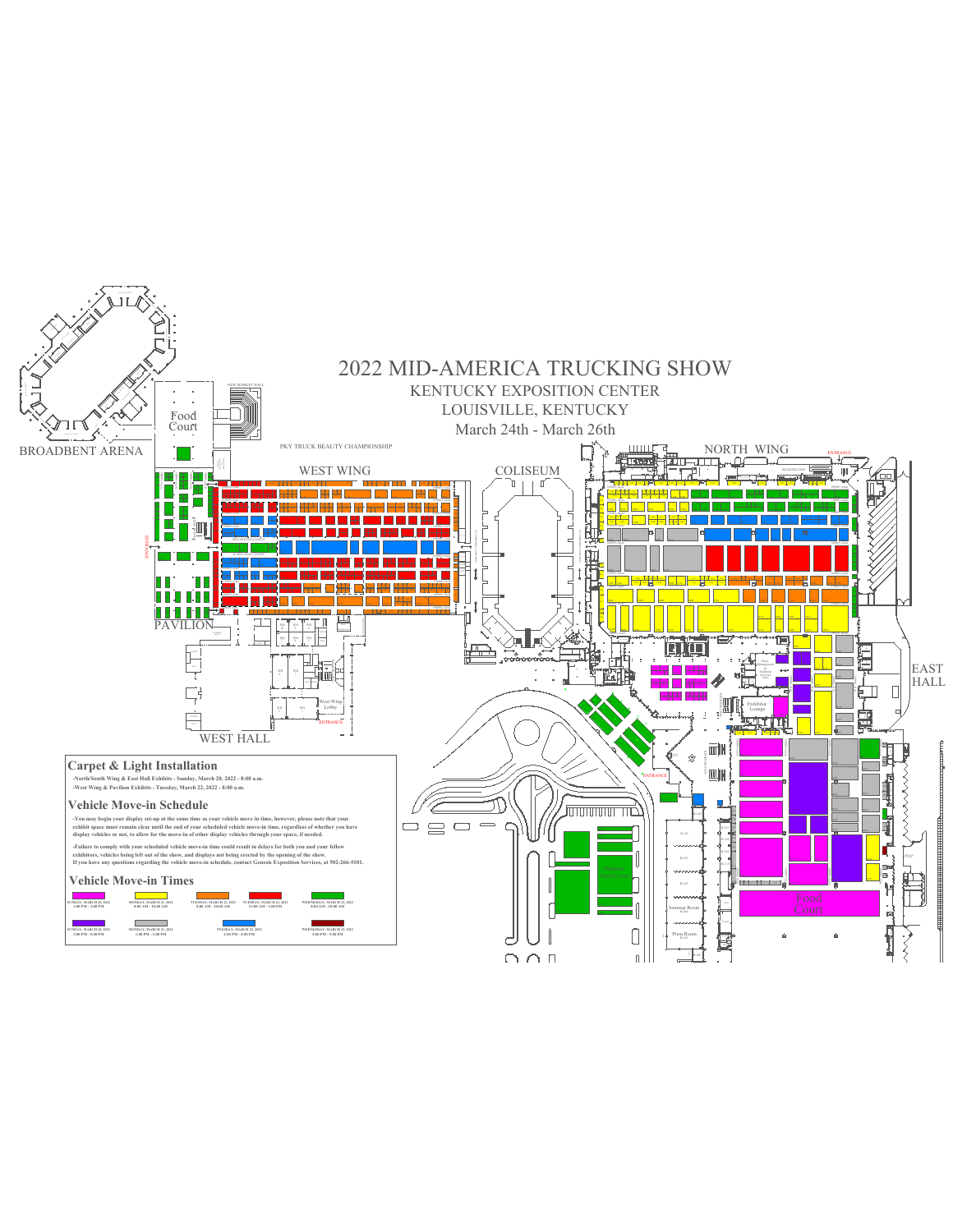# 2022 MID-AMERICA TRUCKING SHOW

KENTUCKY EXPOSITION CENTER

LOUISVILLE, KENTUCKY

March 24th - March 26th

BROADBENT ARENA

Food Court

PKY TRUCK BEAUTY CHAMPIONSHIP

WEST WING

COLISEUM

NORTH WING

ENTRANCE

PAVILION

WEST HALL

EAST HALL

Exhibitor Lounge

Seminar Room

Press Room

Food Court

## Carpet & Light Installation

- North/South Wing & East Hall Exhibits - Sunday, March 20, 2022 - 8:00 a.m.
- West Wing & Pavilion Exhibits - Tuesday, March 22, 2022 - 8:00 a.m.

## Vehicle Move-in Schedule

- You may begin your display set-up at the same time as your vehicle move in time, however, please note that your exhibit space must remain clear until the end of your scheduled vehicle move-in time, regardless of whether you have display vehicles or not, to allow for the move-in of other display vehicles through your space, if needed.
- Failure to comply with your scheduled vehicle move-in time could result in delays for both you and your fellow exhibitors, vehicles being left out of the show, and displays not being erected by the opening of the show. If you have any questions regarding the vehicle move-in schedule, contact Genesis Exposition Services, at 502-266-5101.

## Vehicle Move-in Times

SUNDAY, MARCH 20, 2022 1:00 PM - 5:00 PM

MONDAY, MARCH 21, 2022 8:00 AM - 10:00 AM

TUESDAY, MARCH 22, 2022 8:00 AM - 10:00 AM

TUESDAY, MARCH 22, 2022 11:00 AM - 1:00 PM

WEDNESDAY, MARCH 23, 2022 8:00 AM - 10:00 AM

SUNDAY, MARCH 20, 2022 5:00 PM - 8:00 PM

MONDAY, MARCH 21, 2022 1:00 PM - 5:00 PM

TUESDAY, MARCH 22, 2022 2:00 PM - 4:00 PM

WEDNESDAY, MARCH 23, 2022 3:00 PM - 8:00 PM